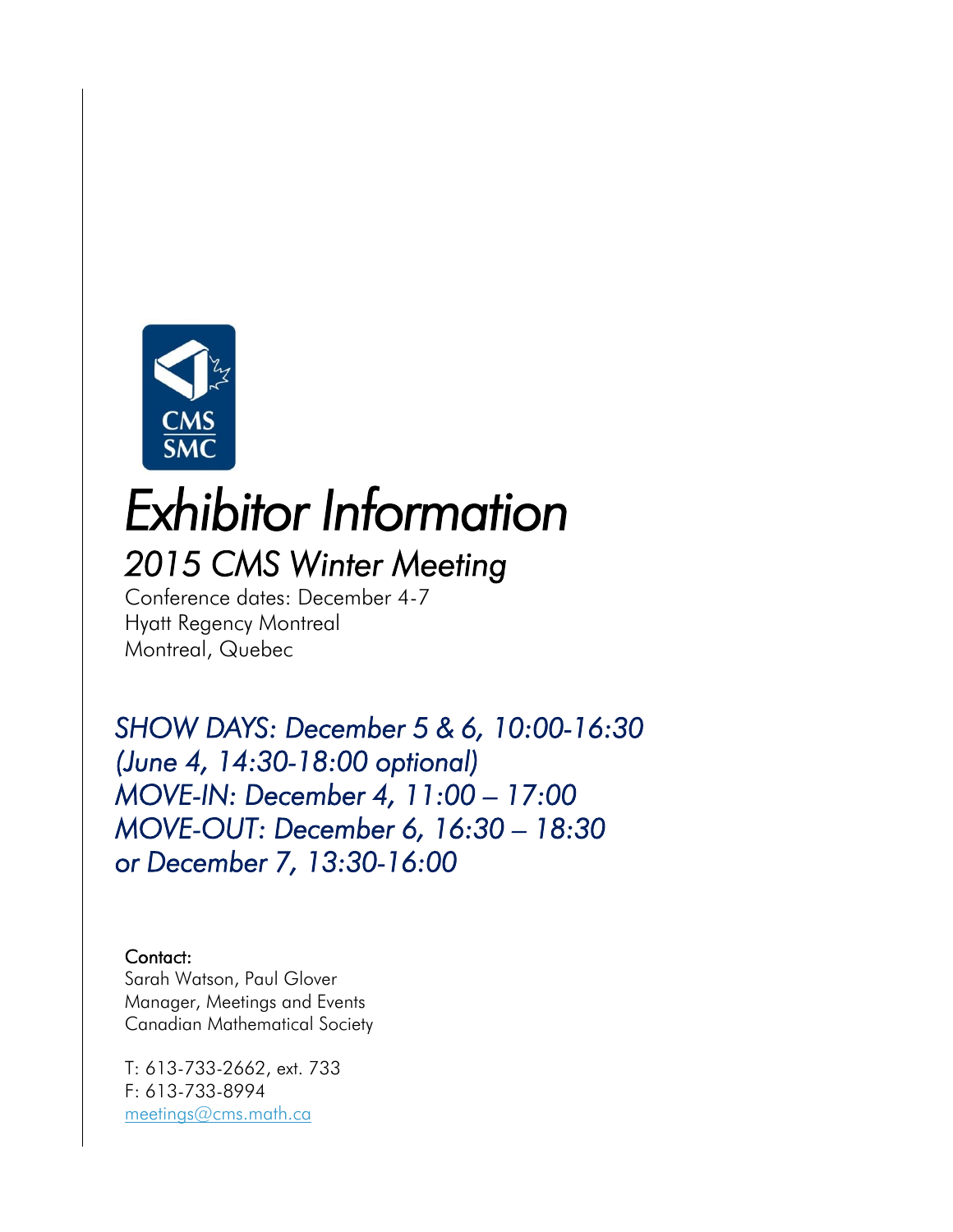# Exhibitor Information

## 2015 CMS Winter Meeting

Conference dates: December 4-7
Hyatt Regency Montreal
Montreal, Quebec

*SHOW DAYS: December 5 & 6, 10:00-16:30*
*(June 4, 14:30-18:00 optional)*
*MOVE-IN: December 4, 11:00 – 17:00*
*MOVE-OUT: December 6, 16:30 – 18:30*
*or December 7, 13:30-16:00*

Contact:
Sarah Watson, Paul Glover
Manager, Meetings and Events
Canadian Mathematical Society

T: 613-733-2662, ext. 733
F: 613-733-8994
meetings@cms.math.ca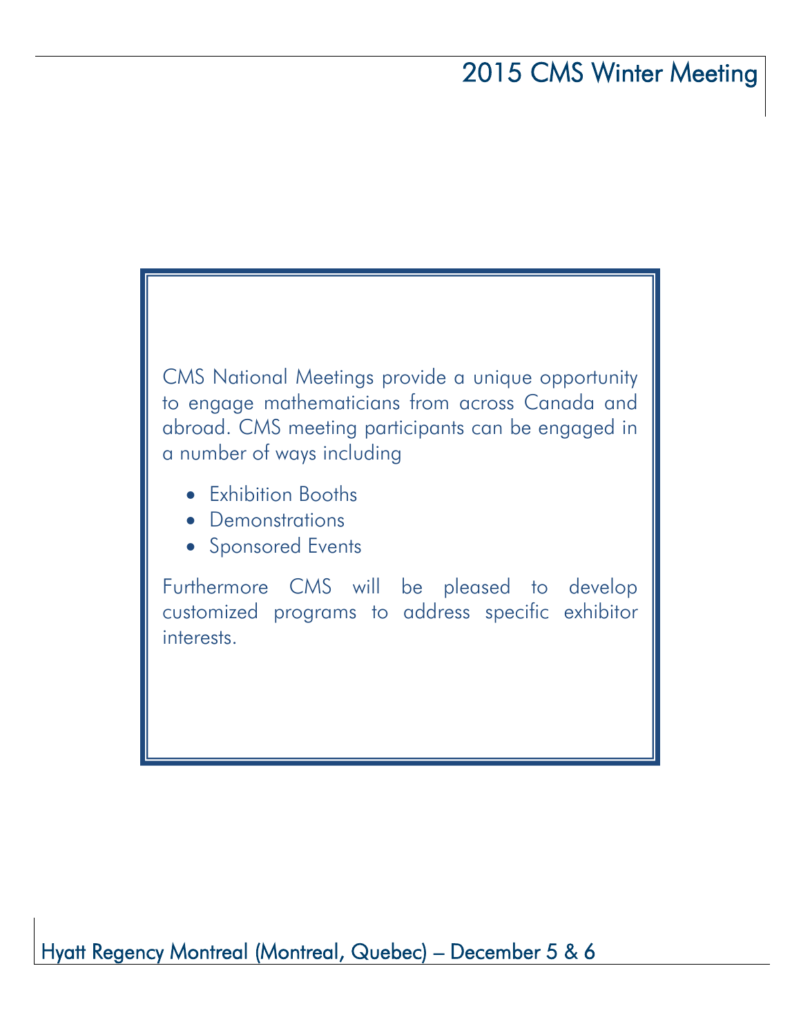CMS National Meetings provide a unique opportunity to engage mathematicians from across Canada and abroad. CMS meeting participants can be engaged in a number of ways including

- Exhibition Booths
- Demonstrations
- Sponsored Events

Furthermore CMS will be pleased to develop customized programs to address specific exhibitor interests.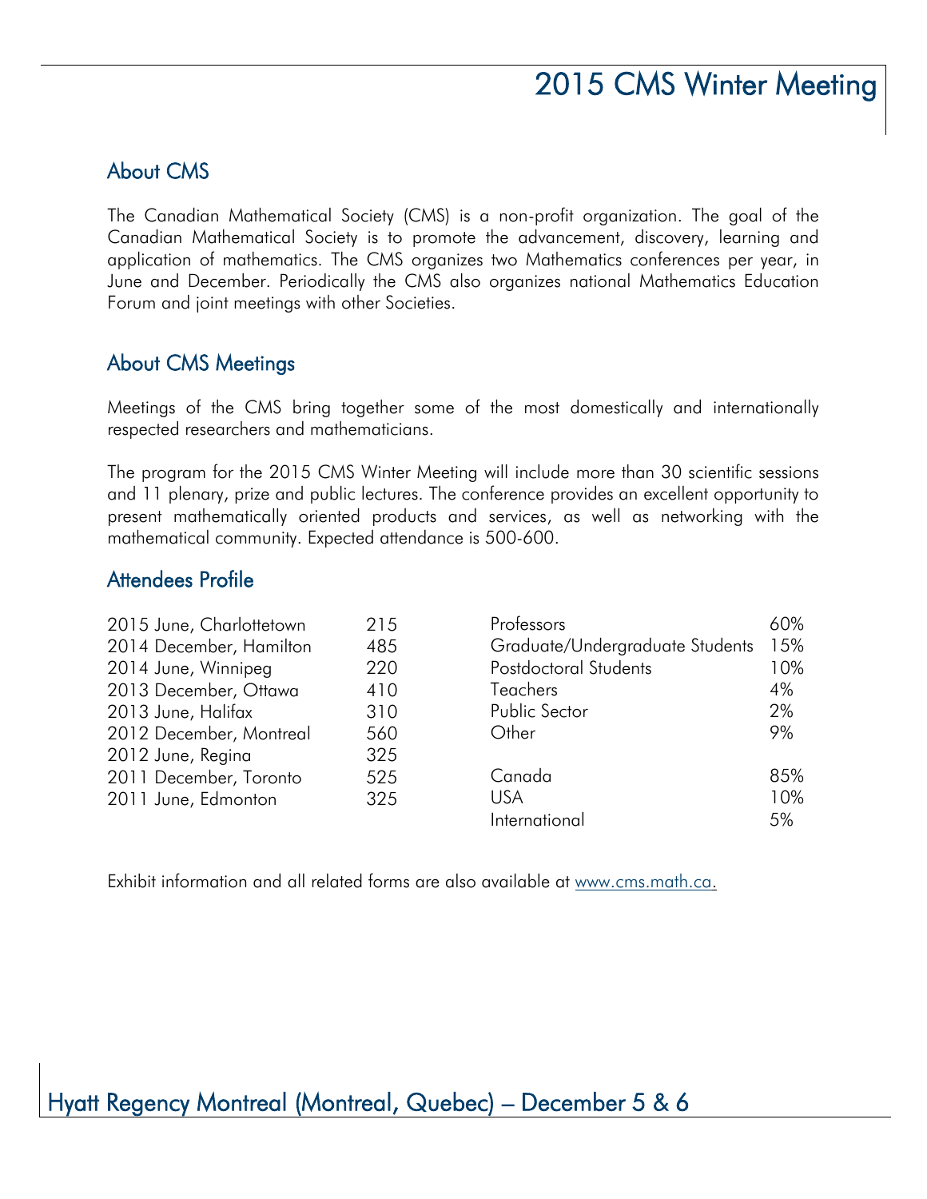# 2015 CMS Winter Meeting

## About CMS

The Canadian Mathematical Society (CMS) is a non-profit organization. The goal of the Canadian Mathematical Society is to promote the advancement, discovery, learning and application of mathematics. The CMS organizes two Mathematics conferences per year, in June and December. Periodically the CMS also organizes national Mathematics Education Forum and joint meetings with other Societies.

## About CMS Meetings

Meetings of the CMS bring together some of the most domestically and internationally respected researchers and mathematicians.

The program for the 2015 CMS Winter Meeting will include more than 30 scientific sessions and 11 plenary, prize and public lectures. The conference provides an excellent opportunity to present mathematically oriented products and services, as well as networking with the mathematical community. Expected attendance is 500-600.

## Attendees Profile

| Meeting | Attendance |
|---|---|
| 2015 June, Charlottetown | 215 |
| 2014 December, Hamilton | 485 |
| 2014 June, Winnipeg | 220 |
| 2013 December, Ottawa | 410 |
| 2013 June, Halifax | 310 |
| 2012 December, Montreal | 560 |
| 2012 June, Regina | 325 |
| 2011 December, Toronto | 525 |
| 2011 June, Edmonton | 325 |

| Category | Percentage |
|---|---|
| Professors | 60% |
| Graduate/Undergraduate Students | 15% |
| Postdoctoral Students | 10% |
| Teachers | 4% |
| Public Sector | 2% |
| Other | 9% |

| Region | Percentage |
|---|---|
| Canada | 85% |
| USA | 10% |
| International | 5% |

Exhibit information and all related forms are also available at www.cms.math.ca.

Hyatt Regency Montreal (Montreal, Quebec) – December 5 & 6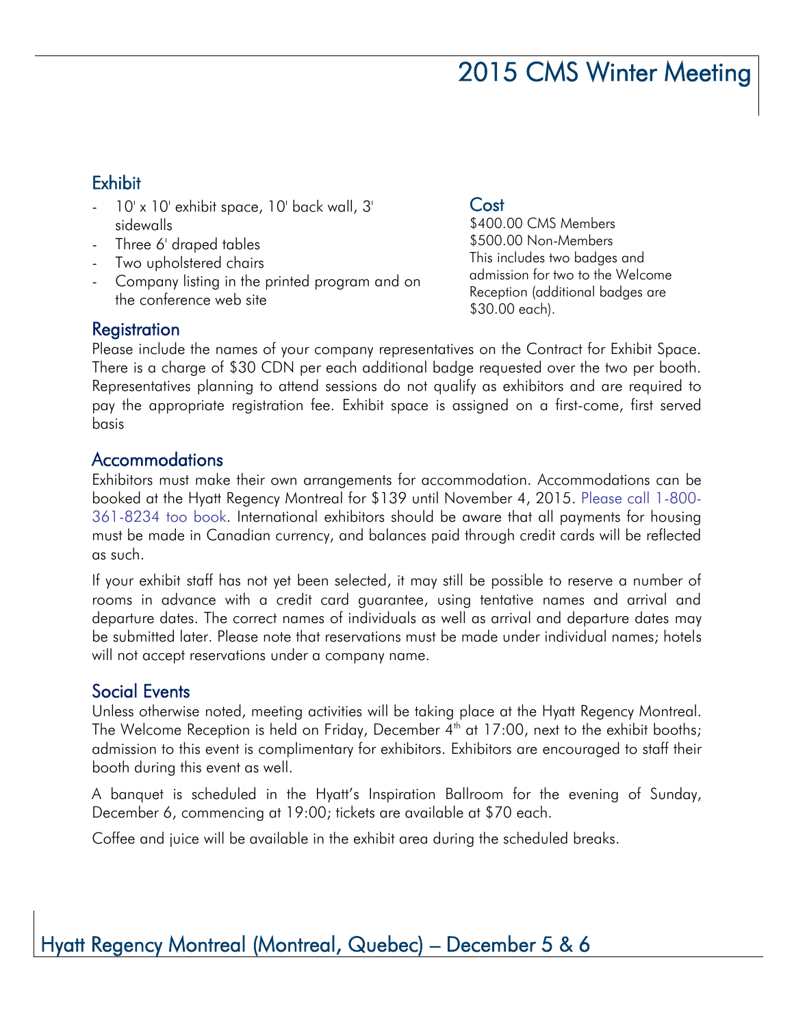# 2015 CMS Winter Meeting

## Exhibit

- 10' x 10' exhibit space, 10' back wall, 3' sidewalls
- Three 6' draped tables
- Two upholstered chairs
- Company listing in the printed program and on the conference web site

## Cost

$400.00 CMS Members
$500.00 Non-Members
This includes two badges and admission for two to the Welcome Reception (additional badges are $30.00 each).

## Registration

Please include the names of your company representatives on the Contract for Exhibit Space. There is a charge of $30 CDN per each additional badge requested over the two per booth. Representatives planning to attend sessions do not qualify as exhibitors and are required to pay the appropriate registration fee. Exhibit space is assigned on a first-come, first served basis

## Accommodations

Exhibitors must make their own arrangements for accommodation. Accommodations can be booked at the Hyatt Regency Montreal for $139 until November 4, 2015. Please call 1-800-361-8234 too book. International exhibitors should be aware that all payments for housing must be made in Canadian currency, and balances paid through credit cards will be reflected as such.

If your exhibit staff has not yet been selected, it may still be possible to reserve a number of rooms in advance with a credit card guarantee, using tentative names and arrival and departure dates. The correct names of individuals as well as arrival and departure dates may be submitted later. Please note that reservations must be made under individual names; hotels will not accept reservations under a company name.

## Social Events

Unless otherwise noted, meeting activities will be taking place at the Hyatt Regency Montreal. The Welcome Reception is held on Friday, December 4th at 17:00, next to the exhibit booths; admission to this event is complimentary for exhibitors. Exhibitors are encouraged to staff their booth during this event as well.

A banquet is scheduled in the Hyatt's Inspiration Ballroom for the evening of Sunday, December 6, commencing at 19:00; tickets are available at $70 each.

Coffee and juice will be available in the exhibit area during the scheduled breaks.

Hyatt Regency Montreal (Montreal, Quebec) – December 5 & 6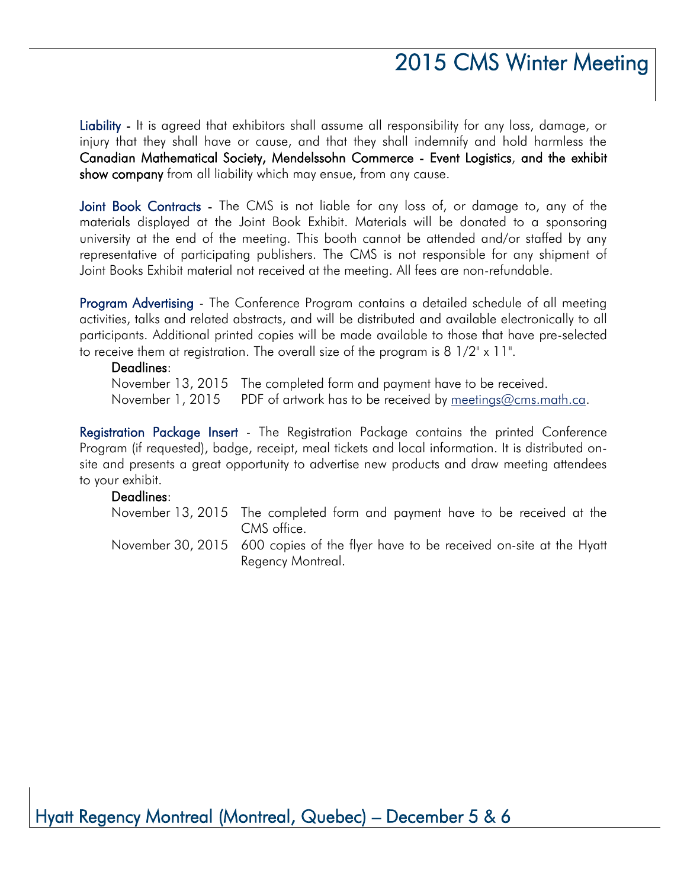**Liability** - It is agreed that exhibitors shall assume all responsibility for any loss, damage, or injury that they shall have or cause, and that they shall indemnify and hold harmless the **Canadian Mathematical Society, Mendelssohn Commerce - Event Logistics**, and **the exhibit show company** from all liability which may ensue, from any cause.

**Joint Book Contracts** - The CMS is not liable for any loss of, or damage to, any of the materials displayed at the Joint Book Exhibit. Materials will be donated to a sponsoring university at the end of the meeting. This booth cannot be attended and/or staffed by any representative of participating publishers. The CMS is not responsible for any shipment of Joint Books Exhibit material not received at the meeting. All fees are non-refundable.

**Program Advertising** - The Conference Program contains a detailed schedule of all meeting activities, talks and related abstracts, and will be distributed and available electronically to all participants. Additional printed copies will be made available to those that have pre-selected to receive them at registration. The overall size of the program is 8 1/2" x 11".

**Deadlines**:

| | |
|---|---|
| November 13, 2015 | The completed form and payment have to be received. |
| November 1, 2015 | PDF of artwork has to be received by meetings@cms.math.ca. |

**Registration Package Insert** - The Registration Package contains the printed Conference Program (if requested), badge, receipt, meal tickets and local information. It is distributed on-site and presents a great opportunity to advertise new products and draw meeting attendees to your exhibit.

**Deadlines**:

| | |
|---|---|
| November 13, 2015 | The completed form and payment have to be received at the CMS office. |
| November 30, 2015 | 600 copies of the flyer have to be received on-site at the Hyatt Regency Montreal. |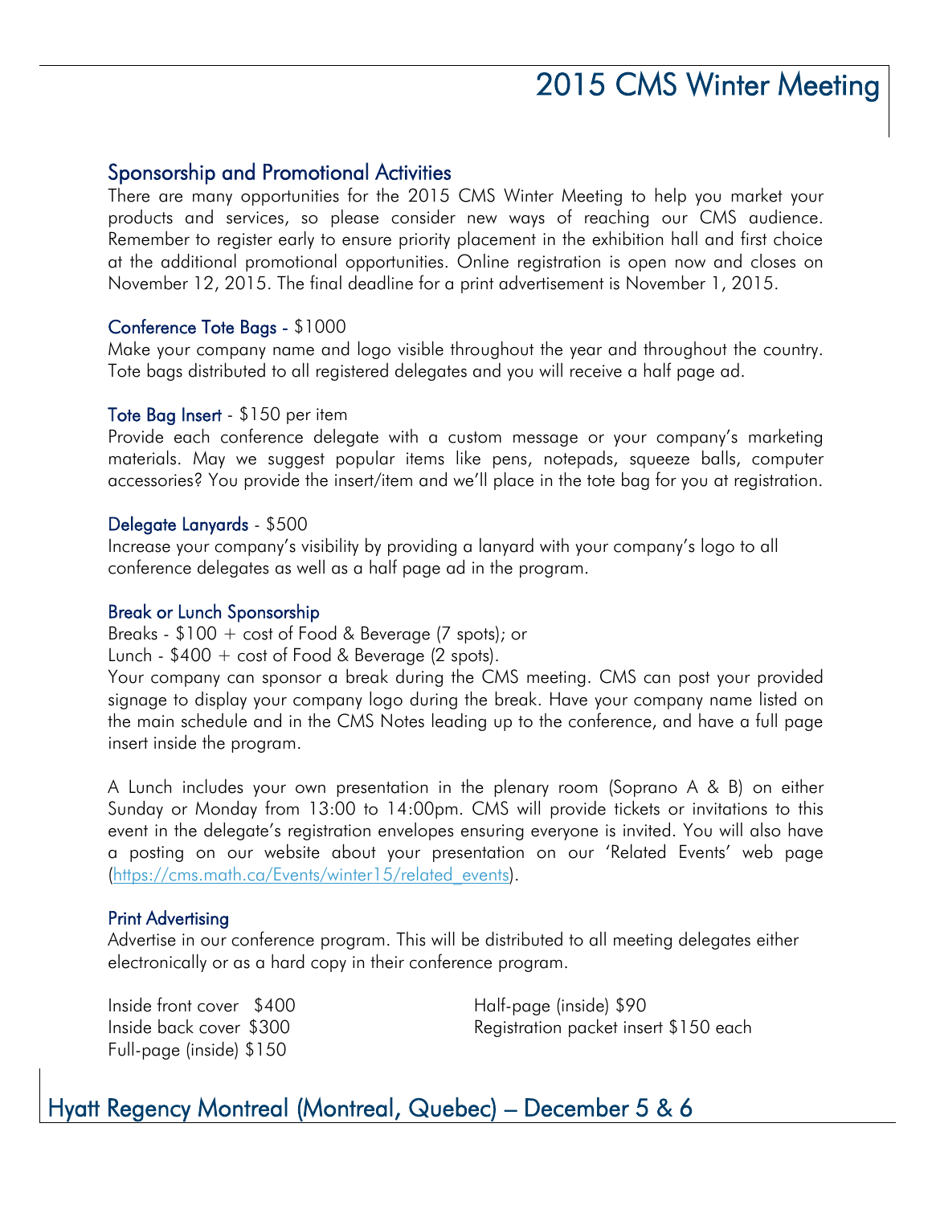## Sponsorship and Promotional Activities

There are many opportunities for the 2015 CMS Winter Meeting to help you market your products and services, so please consider new ways of reaching our CMS audience. Remember to register early to ensure priority placement in the exhibition hall and first choice at the additional promotional opportunities. Online registration is open now and closes on November 12, 2015. The final deadline for a print advertisement is November 1, 2015.

### Conference Tote Bags - $1000

Make your company name and logo visible throughout the year and throughout the country. Tote bags distributed to all registered delegates and you will receive a half page ad.

### Tote Bag Insert - $150 per item

Provide each conference delegate with a custom message or your company's marketing materials. May we suggest popular items like pens, notepads, squeeze balls, computer accessories? You provide the insert/item and we'll place in the tote bag for you at registration.

### Delegate Lanyards - $500

Increase your company's visibility by providing a lanyard with your company's logo to all conference delegates as well as a half page ad in the program.

### Break or Lunch Sponsorship

Breaks - $100 + cost of Food & Beverage (7 spots); or
Lunch - $400 + cost of Food & Beverage (2 spots).
Your company can sponsor a break during the CMS meeting. CMS can post your provided signage to display your company logo during the break. Have your company name listed on the main schedule and in the CMS Notes leading up to the conference, and have a full page insert inside the program.

A Lunch includes your own presentation in the plenary room (Soprano A & B) on either Sunday or Monday from 13:00 to 14:00pm. CMS will provide tickets or invitations to this event in the delegate's registration envelopes ensuring everyone is invited. You will also have a posting on our website about your presentation on our 'Related Events' web page (https://cms.math.ca/Events/winter15/related_events).

### Print Advertising

Advertise in our conference program. This will be distributed to all meeting delegates either electronically or as a hard copy in their conference program.

Inside front cover $400
Inside back cover $300
Full-page (inside) $150
Half-page (inside) $90
Registration packet insert $150 each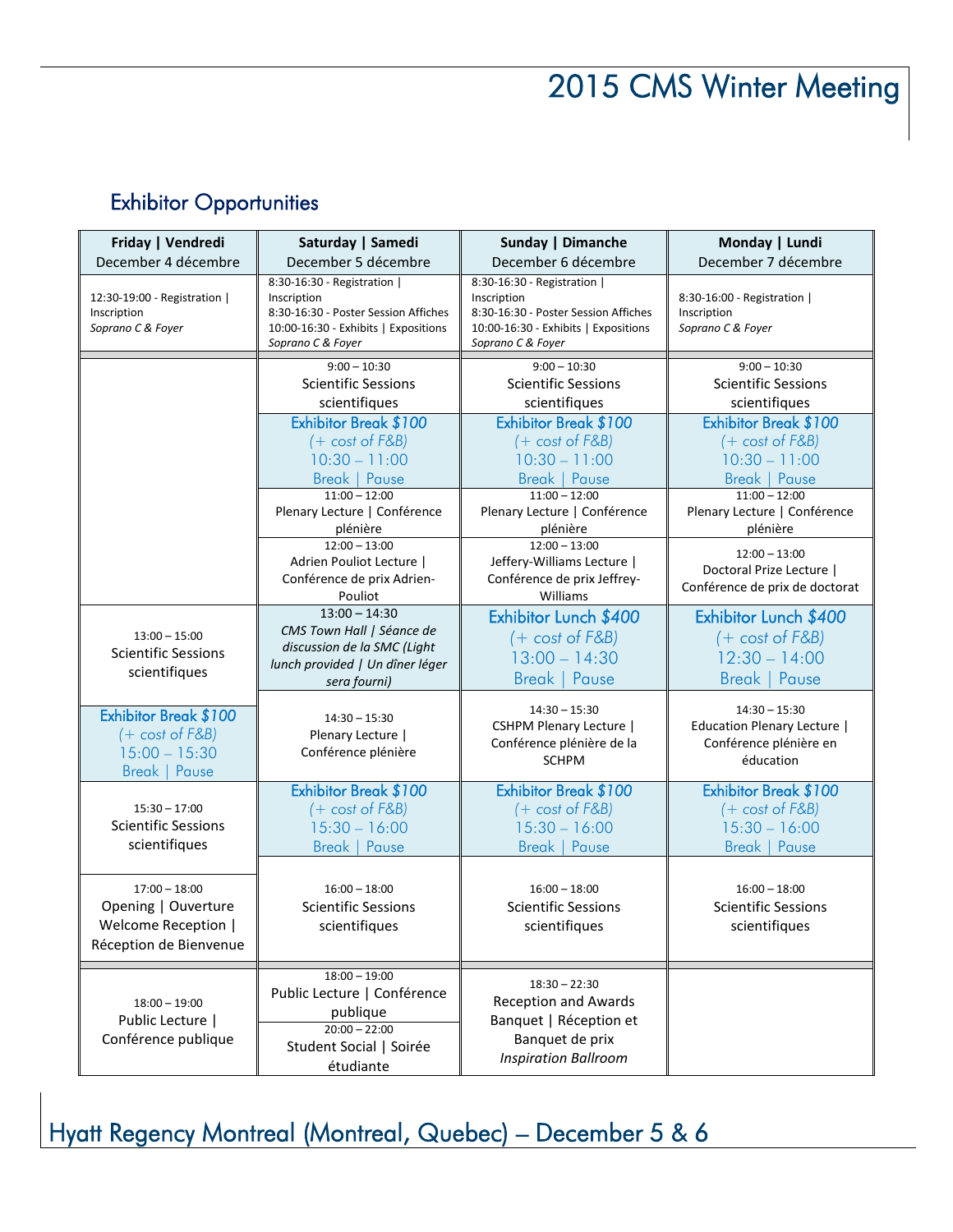# 2015 CMS Winter Meeting

## Exhibitor Opportunities

| **Friday \| Vendredi** December 4 décembre | **Saturday \| Samedi** December 5 décembre | **Sunday \| Dimanche** December 6 décembre | **Monday \| Lundi** December 7 décembre |
|---|---|---|---|
| 12:30-19:00 - Registration \| Inscription *Soprano C & Foyer* | 8:30-16:30 - Registration \| Inscription 8:30-16:30 - Poster Session Affiches 10:00-16:30 - Exhibits \| Expositions *Soprano C & Foyer* | 8:30-16:30 - Registration \| Inscription 8:30-16:30 - Poster Session Affiches 10:00-16:30 - Exhibits \| Expositions *Soprano C & Foyer* | 8:30-16:00 - Registration \| Inscription *Soprano C & Foyer* |
| | 9:00 – 10:30 Scientific Sessions scientifiques | 9:00 – 10:30 Scientific Sessions scientifiques | 9:00 – 10:30 Scientific Sessions scientifiques |
| | Exhibitor Break *$100* *(+ cost of F&B)* 10:30 – 11:00 Break \| Pause | Exhibitor Break *$100* *(+ cost of F&B)* 10:30 – 11:00 Break \| Pause | Exhibitor Break *$100* *(+ cost of F&B)* 10:30 – 11:00 Break \| Pause |
| | 11:00 – 12:00 Plenary Lecture \| Conférence plénière | 11:00 – 12:00 Plenary Lecture \| Conférence plénière | 11:00 – 12:00 Plenary Lecture \| Conférence plénière |
| | 12:00 – 13:00 Adrien Pouliot Lecture \| Conférence de prix Adrien-Pouliot | 12:00 – 13:00 Jeffery-Williams Lecture \| Conférence de prix Jeffrey-Williams | 12:00 – 13:00 Doctoral Prize Lecture \| Conférence de prix de doctorat |
| 13:00 – 15:00 Scientific Sessions scientifiques | 13:00 – 14:30 *CMS Town Hall \| Séance de discussion de la SMC (Light lunch provided \| Un dîner léger sera fourni)* | Exhibitor Lunch *$400* *(+ cost of F&B)* 13:00 – 14:30 Break \| Pause | Exhibitor Lunch *$400* *(+ cost of F&B)* 12:30 – 14:00 Break \| Pause |
| Exhibitor Break *$100* *(+ cost of F&B)* 15:00 – 15:30 Break \| Pause | 14:30 – 15:30 Plenary Lecture \| Conférence plénière | 14:30 – 15:30 CSHPM Plenary Lecture \| Conférence plénière de la SCHPM | 14:30 – 15:30 Education Plenary Lecture \| Conférence plénière en éducation |
| 15:30 – 17:00 Scientific Sessions scientifiques | Exhibitor Break *$100* *(+ cost of F&B)* 15:30 – 16:00 Break \| Pause | Exhibitor Break *$100* *(+ cost of F&B)* 15:30 – 16:00 Break \| Pause | Exhibitor Break *$100* *(+ cost of F&B)* 15:30 – 16:00 Break \| Pause |
| 17:00 – 18:00 Opening \| Ouverture Welcome Reception \| Réception de Bienvenue | 16:00 – 18:00 Scientific Sessions scientifiques | 16:00 – 18:00 Scientific Sessions scientifiques | 16:00 – 18:00 Scientific Sessions scientifiques |
| 18:00 – 19:00 Public Lecture \| Conférence publique | 18:00 – 19:00 Public Lecture \| Conférence publique 20:00 – 22:00 Student Social \| Soirée étudiante | 18:30 – 22:30 Reception and Awards Banquet \| Réception et Banquet de prix *Inspiration Ballroom* | |

## Hyatt Regency Montreal (Montreal, Quebec) – December 5 & 6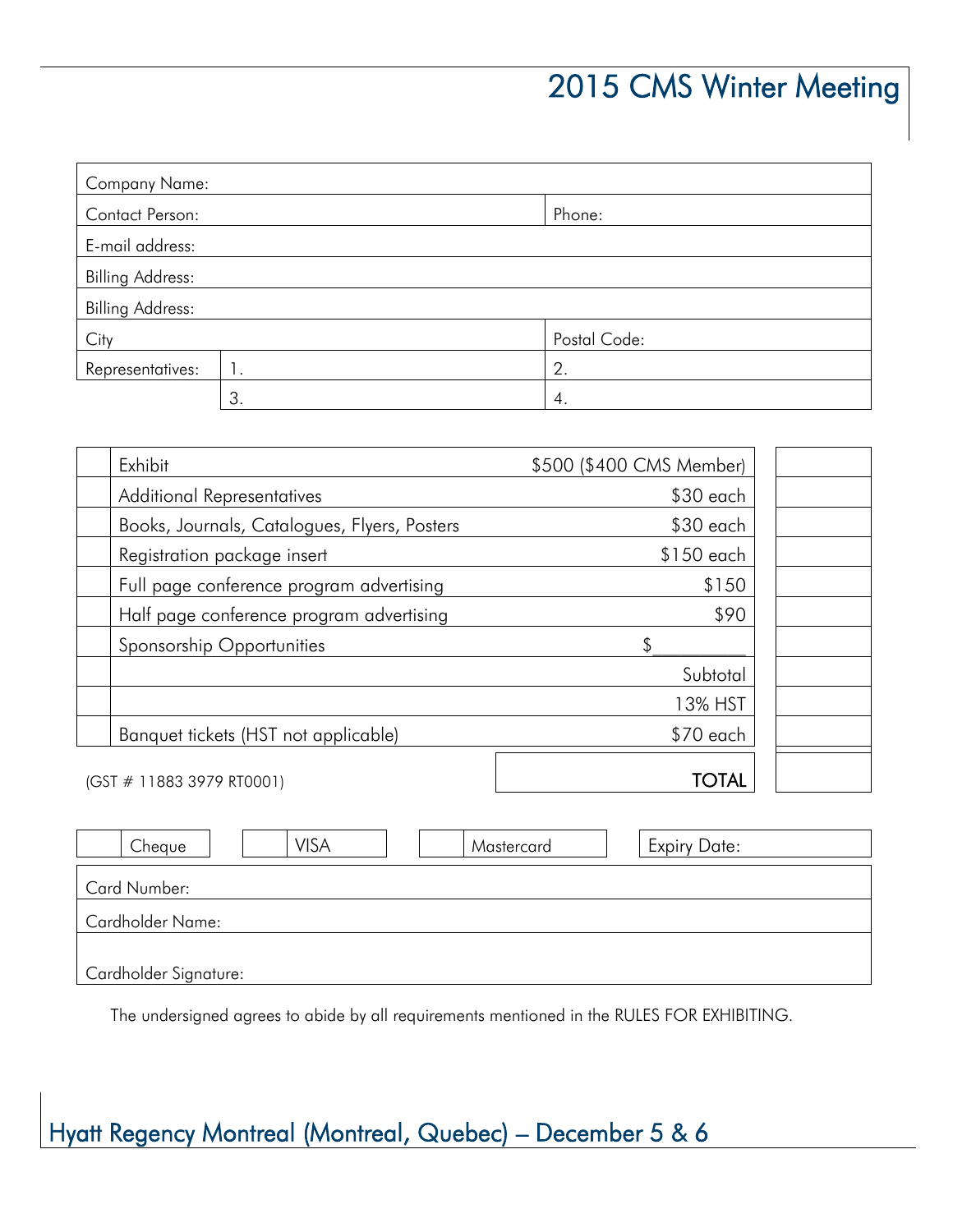# 2015 CMS Winter Meeting

| Company Name: | | |
|---|---|---|
| Contact Person: | | Phone: |
| E-mail address: | | |
| Billing Address: | | |
| Billing Address: | | |
| City | | Postal Code: |
| Representatives: | 1. | 2. |
| | 3. | 4. |

| | Item | Price | Amount |
|---|---|---|---|
| | Exhibit | $500 ($400 CMS Member) | |
| | Additional Representatives | $30 each | |
| | Books, Journals, Catalogues, Flyers, Posters | $30 each | |
| | Registration package insert | $150 each | |
| | Full page conference program advertising | $150 | |
| | Half page conference program advertising | $90 | |
| | Sponsorship Opportunities | $__________ | |
| | | Subtotal | |
| | | 13% HST | |
| | Banquet tickets (HST not applicable) | $70 each | |
| | | **TOTAL** | |

(GST # 11883 3979 RT0001)

| | Cheque | | VISA | | Mastercard | Expiry Date: |
|---|---|---|---|---|---|---|

| Card Number: |
|---|
| Cardholder Name: |
| Cardholder Signature: |

The undersigned agrees to abide by all requirements mentioned in the RULES FOR EXHIBITING.

## Hyatt Regency Montreal (Montreal, Quebec) – December 5 & 6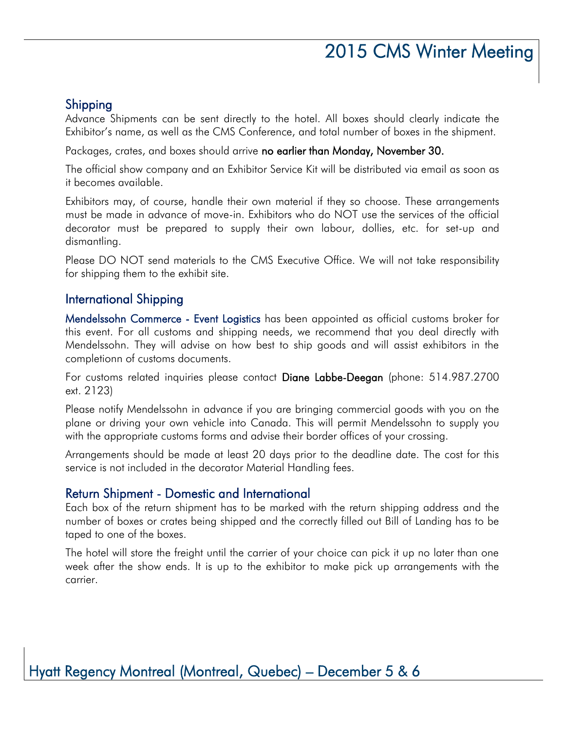## Shipping

Advance Shipments can be sent directly to the hotel. All boxes should clearly indicate the Exhibitor's name, as well as the CMS Conference, and total number of boxes in the shipment.

Packages, crates, and boxes should arrive **no earlier than Monday, November 30.**

The official show company and an Exhibitor Service Kit will be distributed via email as soon as it becomes available.

Exhibitors may, of course, handle their own material if they so choose. These arrangements must be made in advance of move-in. Exhibitors who do NOT use the services of the official decorator must be prepared to supply their own labour, dollies, etc. for set-up and dismantling.

Please DO NOT send materials to the CMS Executive Office. We will not take responsibility for shipping them to the exhibit site.

## International Shipping

**Mendelssohn Commerce - Event Logistics** has been appointed as official customs broker for this event. For all customs and shipping needs, we recommend that you deal directly with Mendelssohn. They will advise on how best to ship goods and will assist exhibitors in the completionn of customs documents.

For customs related inquiries please contact **Diane Labbe-Deegan** (phone: 514.987.2700 ext. 2123)

Please notify Mendelssohn in advance if you are bringing commercial goods with you on the plane or driving your own vehicle into Canada. This will permit Mendelssohn to supply you with the appropriate customs forms and advise their border offices of your crossing.

Arrangements should be made at least 20 days prior to the deadline date. The cost for this service is not included in the decorator Material Handling fees.

## Return Shipment - Domestic and International

Each box of the return shipment has to be marked with the return shipping address and the number of boxes or crates being shipped and the correctly filled out Bill of Landing has to be taped to one of the boxes.

The hotel will store the freight until the carrier of your choice can pick it up no later than one week after the show ends. It is up to the exhibitor to make pick up arrangements with the carrier.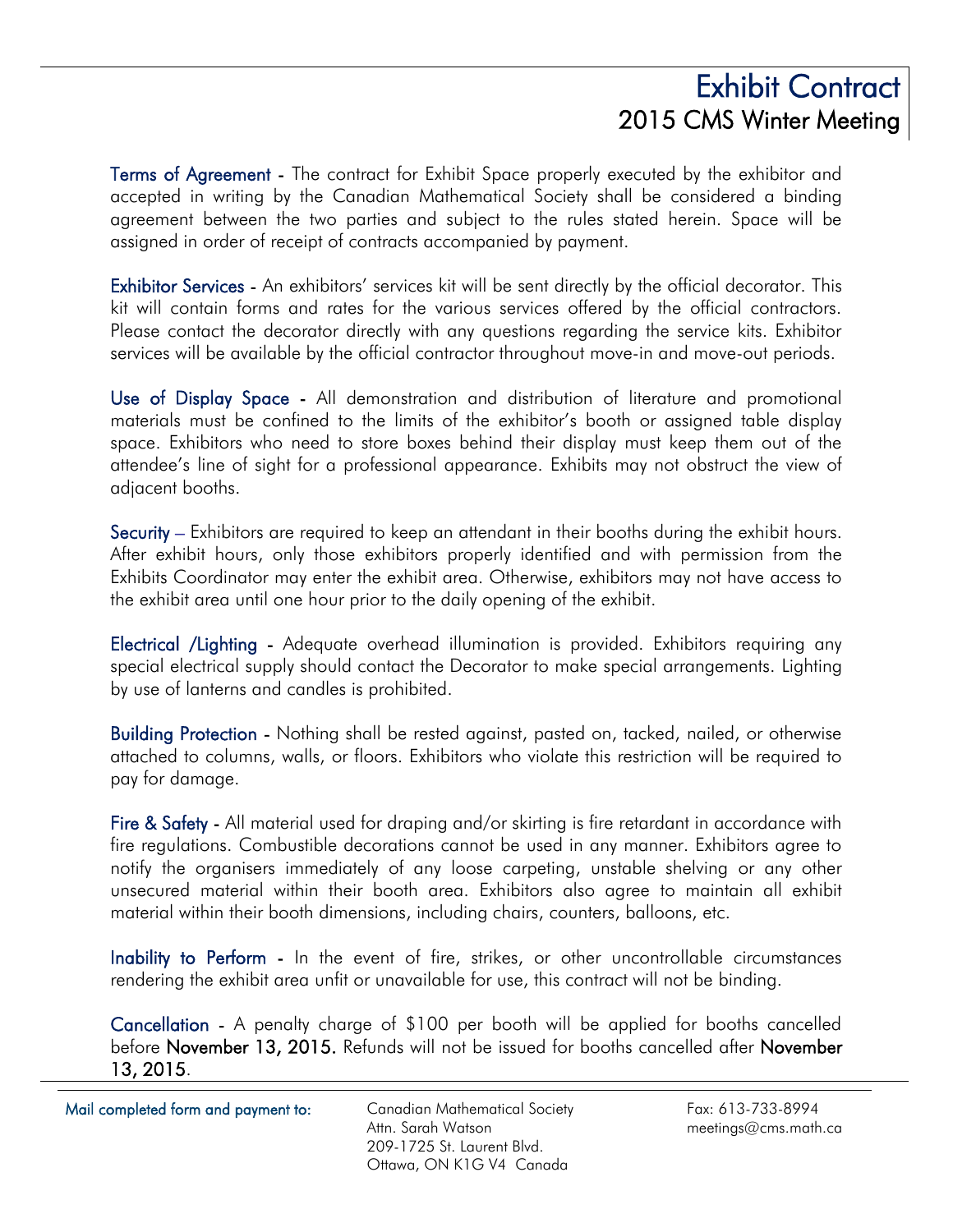# Exhibit Contract
## 2015 CMS Winter Meeting

**Terms of Agreement** - The contract for Exhibit Space properly executed by the exhibitor and accepted in writing by the Canadian Mathematical Society shall be considered a binding agreement between the two parties and subject to the rules stated herein. Space will be assigned in order of receipt of contracts accompanied by payment.

**Exhibitor Services** - An exhibitors' services kit will be sent directly by the official decorator. This kit will contain forms and rates for the various services offered by the official contractors. Please contact the decorator directly with any questions regarding the service kits. Exhibitor services will be available by the official contractor throughout move-in and move-out periods.

**Use of Display Space** - All demonstration and distribution of literature and promotional materials must be confined to the limits of the exhibitor's booth or assigned table display space. Exhibitors who need to store boxes behind their display must keep them out of the attendee's line of sight for a professional appearance. Exhibits may not obstruct the view of adjacent booths.

**Security** – Exhibitors are required to keep an attendant in their booths during the exhibit hours. After exhibit hours, only those exhibitors properly identified and with permission from the Exhibits Coordinator may enter the exhibit area. Otherwise, exhibitors may not have access to the exhibit area until one hour prior to the daily opening of the exhibit.

**Electrical /Lighting** - Adequate overhead illumination is provided. Exhibitors requiring any special electrical supply should contact the Decorator to make special arrangements. Lighting by use of lanterns and candles is prohibited.

**Building Protection** - Nothing shall be rested against, pasted on, tacked, nailed, or otherwise attached to columns, walls, or floors. Exhibitors who violate this restriction will be required to pay for damage.

**Fire & Safety** - All material used for draping and/or skirting is fire retardant in accordance with fire regulations. Combustible decorations cannot be used in any manner. Exhibitors agree to notify the organisers immediately of any loose carpeting, unstable shelving or any other unsecured material within their booth area. Exhibitors also agree to maintain all exhibit material within their booth dimensions, including chairs, counters, balloons, etc.

**Inability to Perform** - In the event of fire, strikes, or other uncontrollable circumstances rendering the exhibit area unfit or unavailable for use, this contract will not be binding.

**Cancellation** - A penalty charge of $100 per booth will be applied for booths cancelled before **November 13, 2015.** Refunds will not be issued for booths cancelled after **November 13, 2015**.

---

**Mail completed form and payment to:**

Canadian Mathematical Society
Attn. Sarah Watson
209-1725 St. Laurent Blvd.
Ottawa, ON K1G V4 Canada

Fax: 613-733-8994
meetings@cms.math.ca